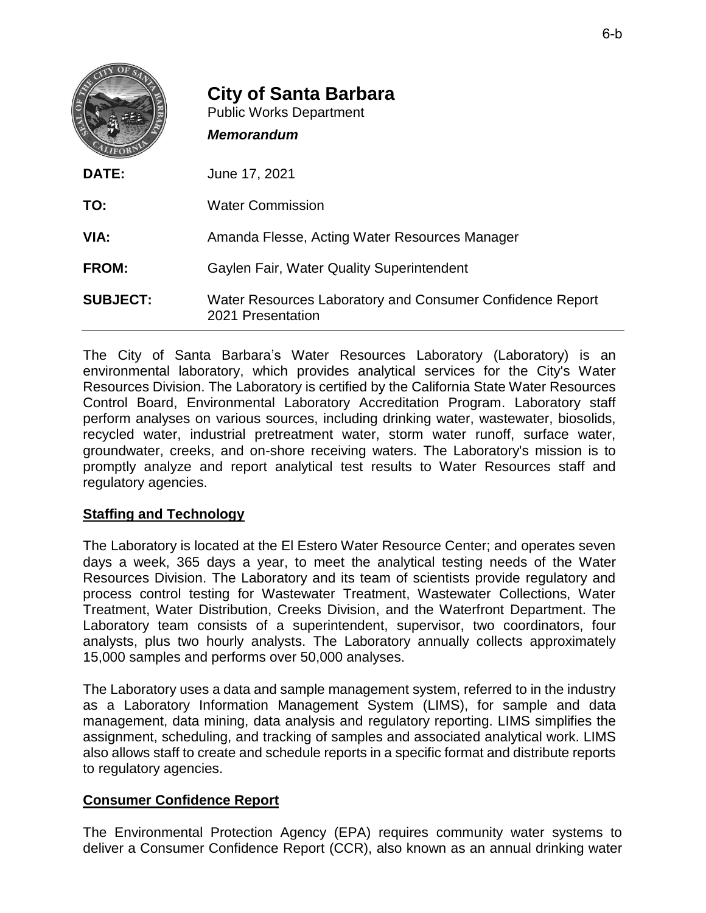# City of Santa Barbara

Public Works Department

***Memorandum***

| | |
|---|---|
| **DATE:** | June 17, 2021 |
| **TO:** | Water Commission |
| **VIA:** | Amanda Flesse, Acting Water Resources Manager |
| **FROM:** | Gaylen Fair, Water Quality Superintendent |
| **SUBJECT:** | Water Resources Laboratory and Consumer Confidence Report 2021 Presentation |

The City of Santa Barbara's Water Resources Laboratory (Laboratory) is an environmental laboratory, which provides analytical services for the City's Water Resources Division. The Laboratory is certified by the California State Water Resources Control Board, Environmental Laboratory Accreditation Program. Laboratory staff perform analyses on various sources, including drinking water, wastewater, biosolids, recycled water, industrial pretreatment water, storm water runoff, surface water, groundwater, creeks, and on-shore receiving waters. The Laboratory's mission is to promptly analyze and report analytical test results to Water Resources staff and regulatory agencies.

## Staffing and Technology

The Laboratory is located at the El Estero Water Resource Center; and operates seven days a week, 365 days a year, to meet the analytical testing needs of the Water Resources Division. The Laboratory and its team of scientists provide regulatory and process control testing for Wastewater Treatment, Wastewater Collections, Water Treatment, Water Distribution, Creeks Division, and the Waterfront Department. The Laboratory team consists of a superintendent, supervisor, two coordinators, four analysts, plus two hourly analysts. The Laboratory annually collects approximately 15,000 samples and performs over 50,000 analyses.

The Laboratory uses a data and sample management system, referred to in the industry as a Laboratory Information Management System (LIMS), for sample and data management, data mining, data analysis and regulatory reporting. LIMS simplifies the assignment, scheduling, and tracking of samples and associated analytical work. LIMS also allows staff to create and schedule reports in a specific format and distribute reports to regulatory agencies.

## Consumer Confidence Report

The Environmental Protection Agency (EPA) requires community water systems to deliver a Consumer Confidence Report (CCR), also known as an annual drinking water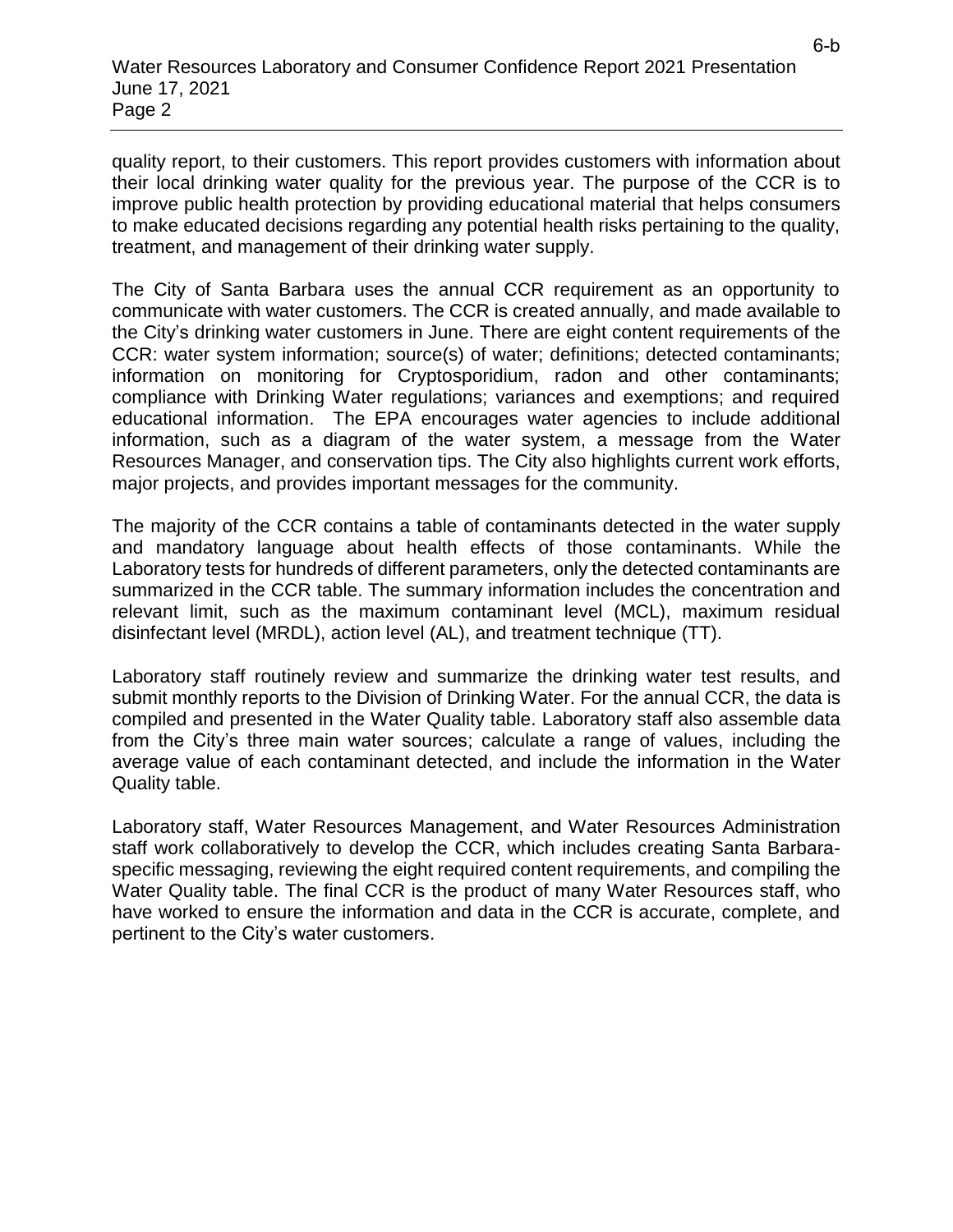quality report, to their customers. This report provides customers with information about their local drinking water quality for the previous year. The purpose of the CCR is to improve public health protection by providing educational material that helps consumers to make educated decisions regarding any potential health risks pertaining to the quality, treatment, and management of their drinking water supply.

The City of Santa Barbara uses the annual CCR requirement as an opportunity to communicate with water customers. The CCR is created annually, and made available to the City's drinking water customers in June. There are eight content requirements of the CCR: water system information; source(s) of water; definitions; detected contaminants; information on monitoring for Cryptosporidium, radon and other contaminants; compliance with Drinking Water regulations; variances and exemptions; and required educational information. The EPA encourages water agencies to include additional information, such as a diagram of the water system, a message from the Water Resources Manager, and conservation tips. The City also highlights current work efforts, major projects, and provides important messages for the community.

The majority of the CCR contains a table of contaminants detected in the water supply and mandatory language about health effects of those contaminants. While the Laboratory tests for hundreds of different parameters, only the detected contaminants are summarized in the CCR table. The summary information includes the concentration and relevant limit, such as the maximum contaminant level (MCL), maximum residual disinfectant level (MRDL), action level (AL), and treatment technique (TT).

Laboratory staff routinely review and summarize the drinking water test results, and submit monthly reports to the Division of Drinking Water. For the annual CCR, the data is compiled and presented in the Water Quality table. Laboratory staff also assemble data from the City's three main water sources; calculate a range of values, including the average value of each contaminant detected, and include the information in the Water Quality table.

Laboratory staff, Water Resources Management, and Water Resources Administration staff work collaboratively to develop the CCR, which includes creating Santa Barbara-specific messaging, reviewing the eight required content requirements, and compiling the Water Quality table. The final CCR is the product of many Water Resources staff, who have worked to ensure the information and data in the CCR is accurate, complete, and pertinent to the City's water customers.